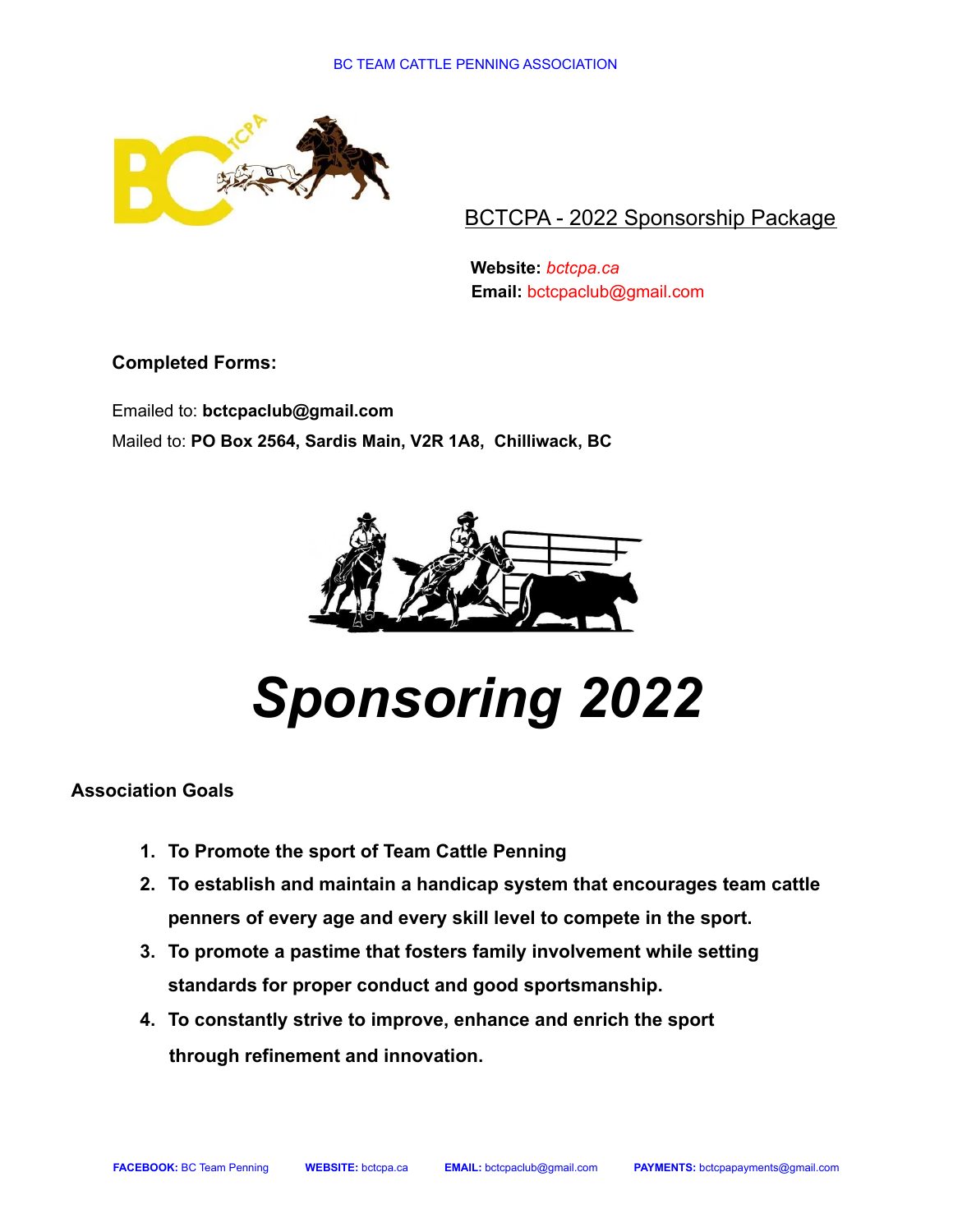BC TEAM CATTLE PENNING ASSOCIATION

## BCTCPA - 2022 Sponsorship Package

**Website:** *bctcpa.ca*
**Email:** bctcpaclub@gmail.com

**Completed Forms:**

Emailed to: **bctcpaclub@gmail.com**
Mailed to: **PO Box 2564, Sardis Main, V2R 1A8, Chilliwack, BC**

# *Sponsoring 2022*

### Association Goals

1. **To Promote the sport of Team Cattle Penning**
2. **To establish and maintain a handicap system that encourages team cattle penners of every age and every skill level to compete in the sport.**
3. **To promote a pastime that fosters family involvement while setting standards for proper conduct and good sportsmanship.**
4. **To constantly strive to improve, enhance and enrich the sport through refinement and innovation.**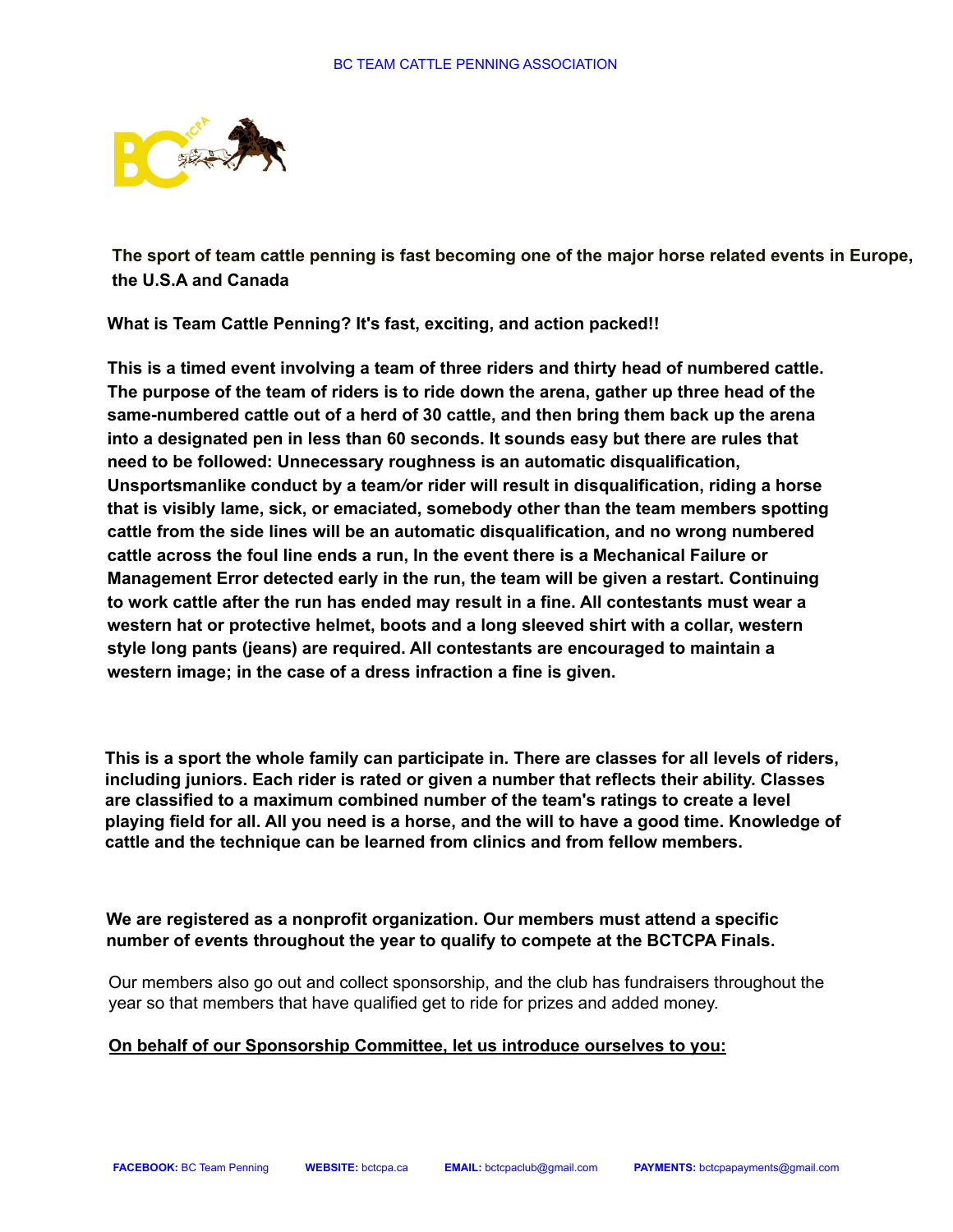**The sport of team cattle penning is fast becoming one of the major horse related events in Europe, the U.S.A and Canada**

**What is Team Cattle Penning? It's fast, exciting, and action packed!!**

**This is a timed event involving a team of three riders and thirty head of numbered cattle. The purpose of the team of riders is to ride down the arena, gather up three head of the same-numbered cattle out of a herd of 30 cattle, and then bring them back up the arena into a designated pen in less than 60 seconds. It sounds easy but there are rules that need to be followed: Unnecessary roughness is an automatic disqualification, Unsportsmanlike conduct by a team/or rider will result in disqualification, riding a horse that is visibly lame, sick, or emaciated, somebody other than the team members spotting cattle from the side lines will be an automatic disqualification, and no wrong numbered cattle across the foul line ends a run, In the event there is a Mechanical Failure or Management Error detected early in the run, the team will be given a restart. Continuing to work cattle after the run has ended may result in a fine. All contestants must wear a western hat or protective helmet, boots and a long sleeved shirt with a collar, western style long pants (jeans) are required. All contestants are encouraged to maintain a western image; in the case of a dress infraction a fine is given.**

**This is a sport the whole family can participate in. There are classes for all levels of riders, including juniors. Each rider is rated or given a number that reflects their ability. Classes are classified to a maximum combined number of the team's ratings to create a level playing field for all. All you need is a horse, and the will to have a good time. Knowledge of cattle and the technique can be learned from clinics and from fellow members.**

**We are registered as a nonprofit organization. Our members must attend a specific number of events throughout the year to qualify to compete at the BCTCPA Finals.**

Our members also go out and collect sponsorship, and the club has fundraisers throughout the year so that members that have qualified get to ride for prizes and added money.

<u>On behalf of our Sponsorship Committee, let us introduce ourselves to you:</u>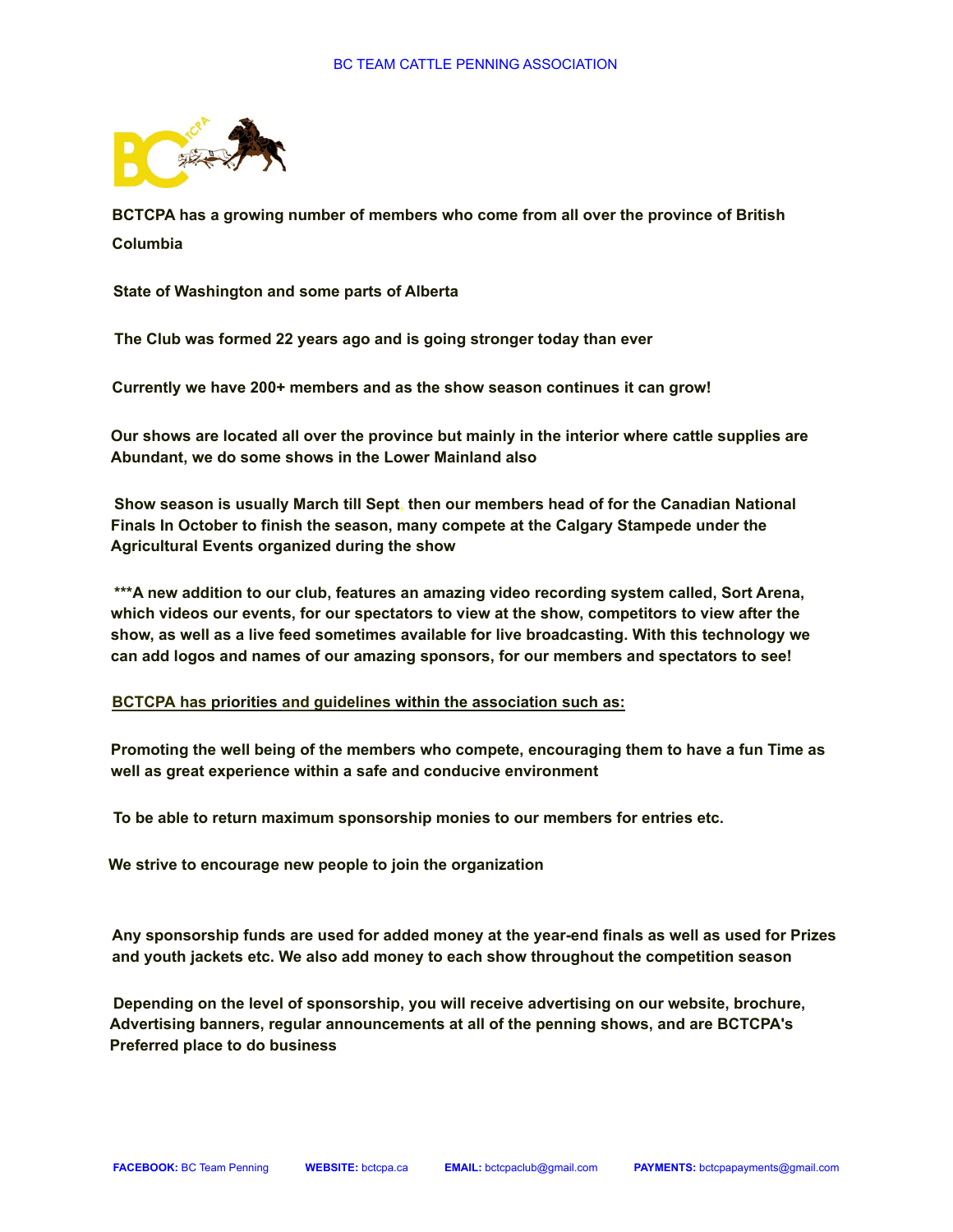BC TEAM CATTLE PENNING ASSOCIATION

**BCTCPA has a growing number of members who come from all over the province of British Columbia**

**State of Washington and some parts of Alberta**

**The Club was formed 22 years ago and is going stronger today than ever**

**Currently we have 200+ members and as the show season continues it can grow!**

**Our shows are located all over the province but mainly in the interior where cattle supplies are Abundant, we do some shows in the Lower Mainland also**

**Show season is usually March till Sept, then our members head of for the Canadian National Finals In October to finish the season, many compete at the Calgary Stampede under the Agricultural Events organized during the show**

**\*\*\*A new addition to our club, features an amazing video recording system called, Sort Arena, which videos our events, for our spectators to view at the show, competitors to view after the show, as well as a live feed sometimes available for live broadcasting. With this technology we can add logos and names of our amazing sponsors, for our members and spectators to see!**

**<u>BCTCPA has priorities and guidelines within the association such as:</u>**

**Promoting the well being of the members who compete, encouraging them to have a fun Time as well as great experience within a safe and conducive environment**

**To be able to return maximum sponsorship monies to our members for entries etc.**

**We strive to encourage new people to join the organization**

**Any sponsorship funds are used for added money at the year-end finals as well as used for Prizes and youth jackets etc. We also add money to each show throughout the competition season**

**Depending on the level of sponsorship, you will receive advertising on our website, brochure, Advertising banners, regular announcements at all of the penning shows, and are BCTCPA's Preferred place to do business**

**FACEBOOK:** BC Team Penning **WEBSITE:** bctcpa.ca **EMAIL:** bctcpaclub@gmail.com **PAYMENTS:** bctcpapayments@gmail.com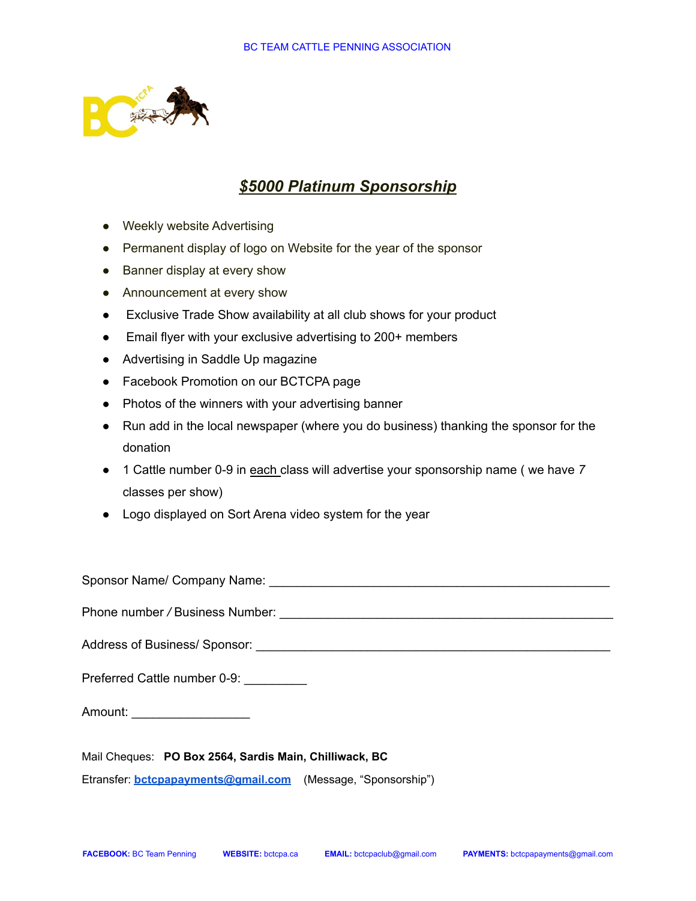BC TEAM CATTLE PENNING ASSOCIATION

# *$5000 Platinum Sponsorship*

- Weekly website Advertising
- Permanent display of logo on Website for the year of the sponsor
- Banner display at every show
- Announcement at every show
- Exclusive Trade Show availability at all club shows for your product
- Email flyer with your exclusive advertising to 200+ members
- Advertising in Saddle Up magazine
- Facebook Promotion on our BCTCPA page
- Photos of the winners with your advertising banner
- Run add in the local newspaper (where you do business) thanking the sponsor for the donation
- 1 Cattle number 0-9 in each class will advertise your sponsorship name ( we have 7 classes per show)
- Logo displayed on Sort Arena video system for the year

Sponsor Name/ Company Name: ___________________________________________

Phone number / Business Number: ___________________________________________

Address of Business/ Sponsor: ___________________________________________

Preferred Cattle number 0-9: _________

Amount: ________________

Mail Cheques: **PO Box 2564, Sardis Main, Chilliwack, BC**

Etransfer: **bctcpapayments@gmail.com** (Message, "Sponsorship")

**FACEBOOK:** BC Team Penning **WEBSITE:** bctcpa.ca **EMAIL:** bctcpaclub@gmail.com **PAYMENTS:** bctcpapayments@gmail.com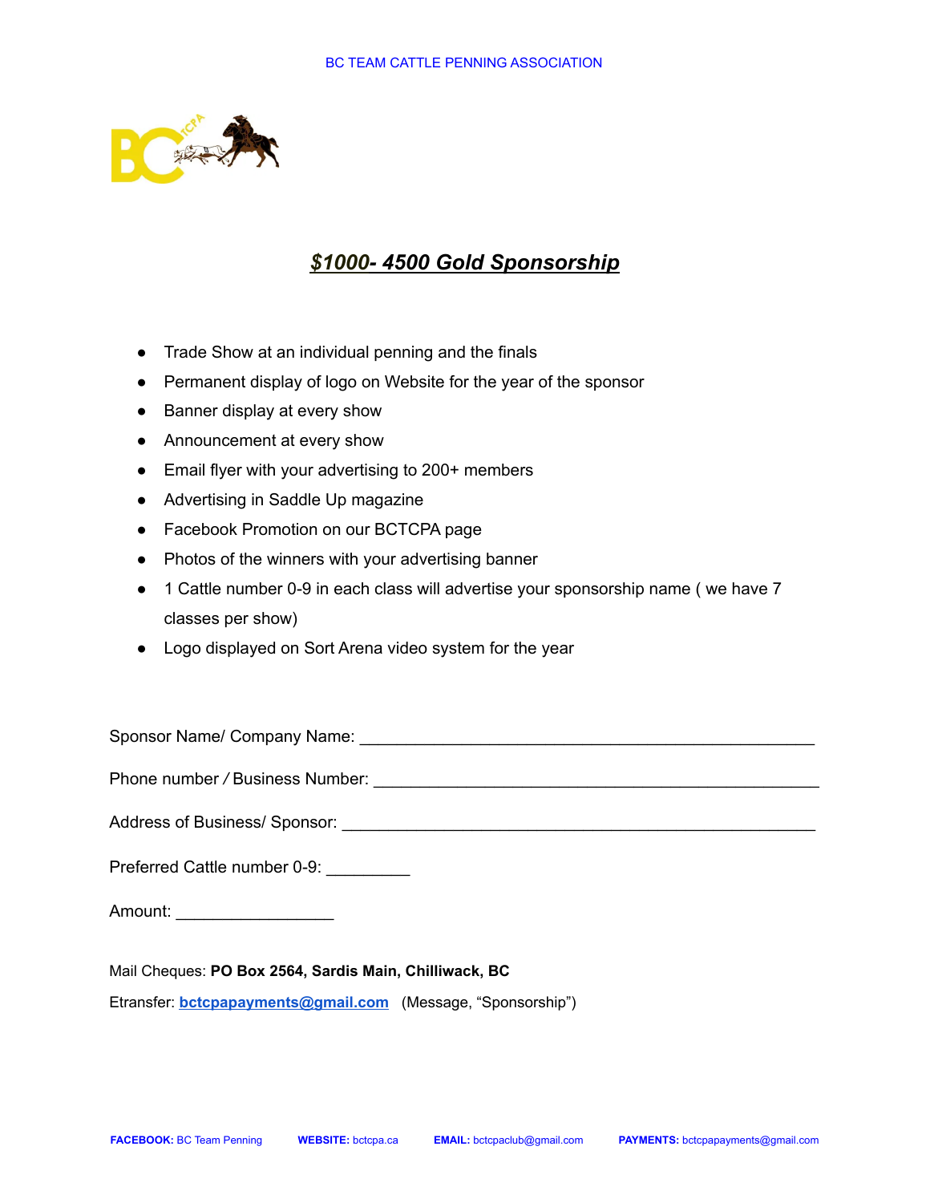# *$1000- 4500 Gold Sponsorship*

- Trade Show at an individual penning and the finals
- Permanent display of logo on Website for the year of the sponsor
- Banner display at every show
- Announcement at every show
- Email flyer with your advertising to 200+ members
- Advertising in Saddle Up magazine
- Facebook Promotion on our BCTCPA page
- Photos of the winners with your advertising banner
- 1 Cattle number 0-9 in each class will advertise your sponsorship name ( we have 7 classes per show)
- Logo displayed on Sort Arena video system for the year

Sponsor Name/ Company Name: ______________________________________________

Phone number / Business Number: ______________________________________________

Address of Business/ Sponsor: ______________________________________________

Preferred Cattle number 0-9: _________

Amount: _________________

Mail Cheques: **PO Box 2564, Sardis Main, Chilliwack, BC**

Etransfer: **bctcpapayments@gmail.com** (Message, "Sponsorship")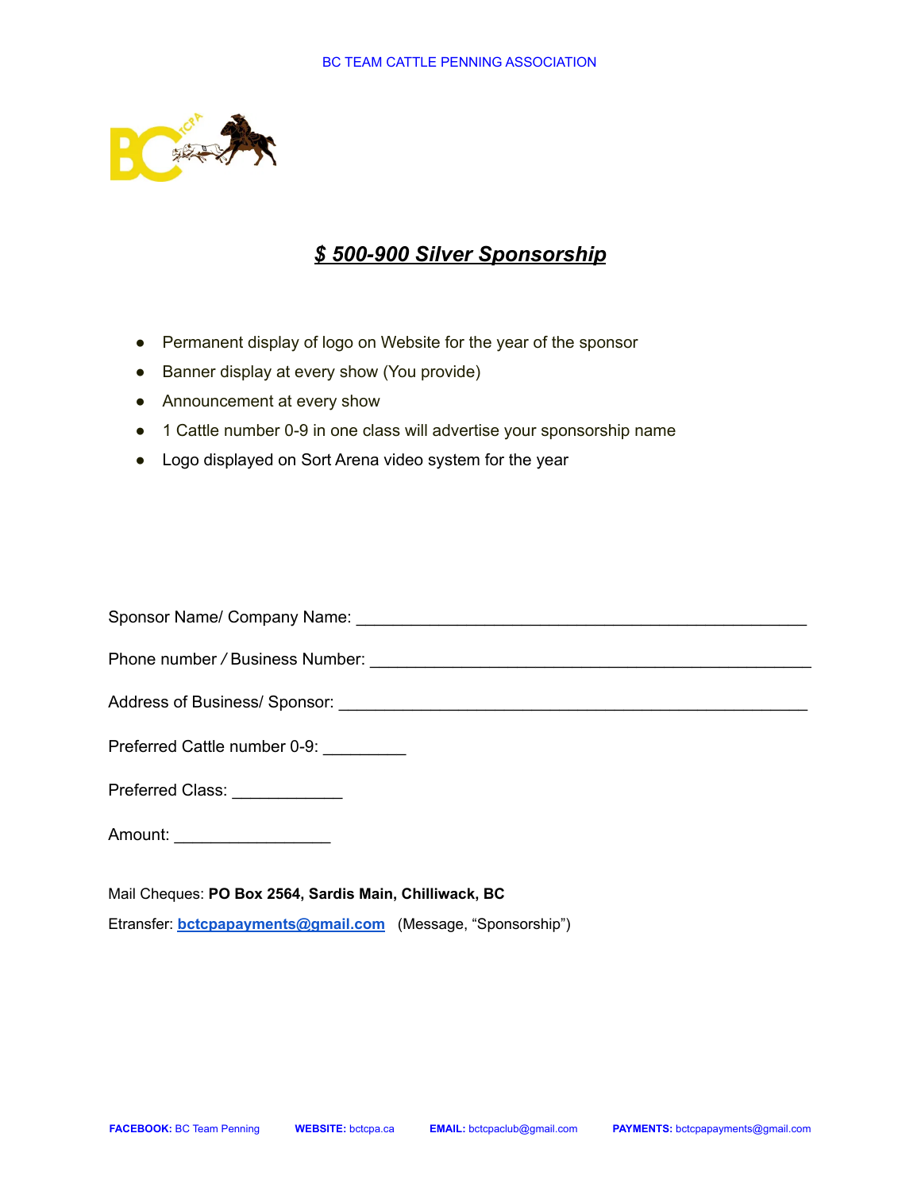# $ 500-900 Silver Sponsorship

- Permanent display of logo on Website for the year of the sponsor
- Banner display at every show (You provide)
- Announcement at every show
- 1 Cattle number 0-9 in one class will advertise your sponsorship name
- Logo displayed on Sort Arena video system for the year

Sponsor Name/ Company Name: ___________________________________________________

Phone number / Business Number: ________________________________________________

Address of Business/ Sponsor: ___________________________________________________

Preferred Cattle number 0-9: _________

Preferred Class: ____________

Amount: _________________

Mail Cheques: **PO Box 2564, Sardis Main, Chilliwack, BC**

Etransfer: **bctcpapayments@gmail.com** (Message, "Sponsorship")

**FACEBOOK:** BC Team Penning **WEBSITE:** bctcpa.ca **EMAIL:** bctcpaclub@gmail.com **PAYMENTS:** bctcpapayments@gmail.com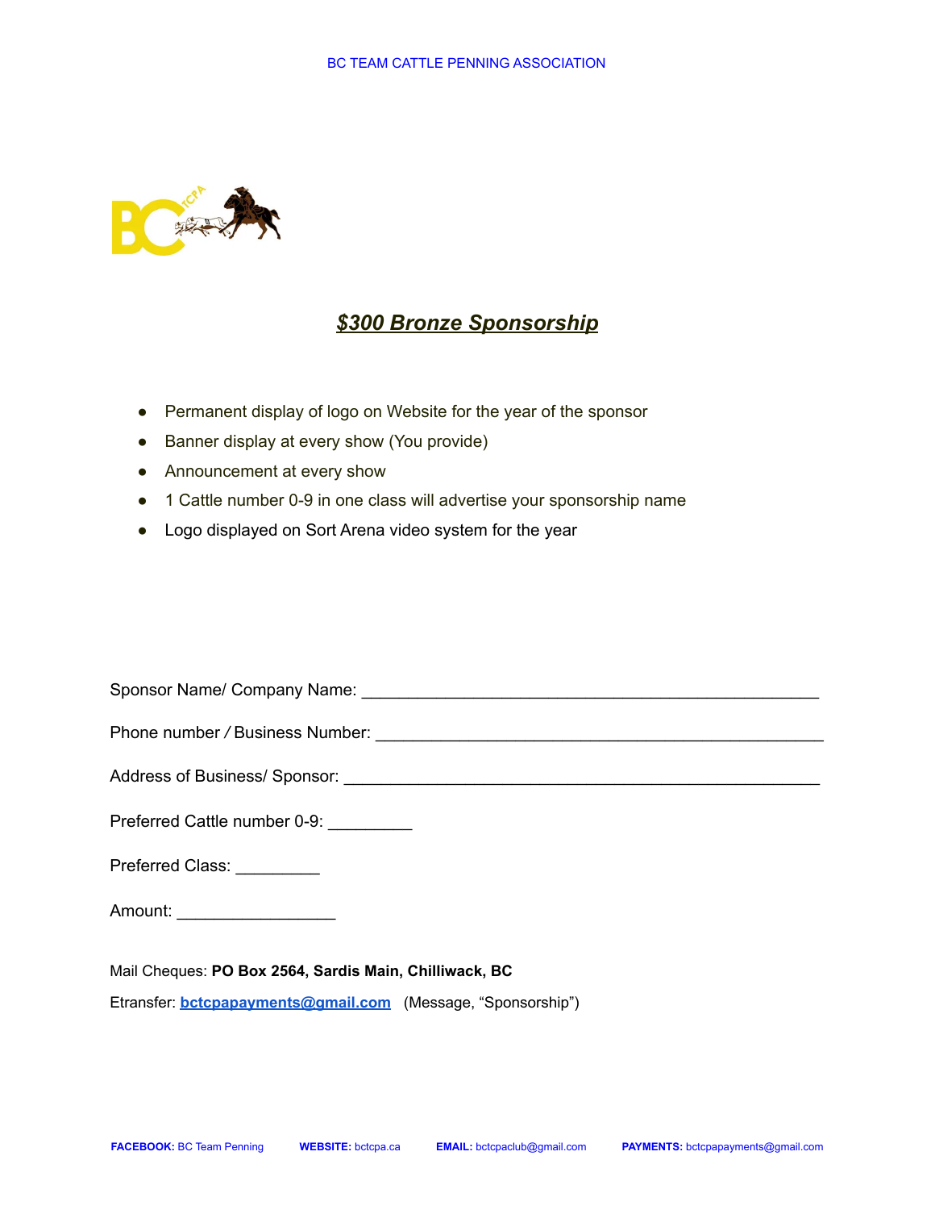## ***$300 Bronze Sponsorship***

- Permanent display of logo on Website for the year of the sponsor
- Banner display at every show (You provide)
- Announcement at every show
- 1 Cattle number 0-9 in one class will advertise your sponsorship name
- Logo displayed on Sort Arena video system for the year

Sponsor Name/ Company Name: ________________________________________________

Phone number / Business Number: ________________________________________________

Address of Business/ Sponsor: ________________________________________________

Preferred Cattle number 0-9: _________

Preferred Class: _________

Amount: _________________

Mail Cheques: **PO Box 2564, Sardis Main, Chilliwack, BC**

Etransfer: **bctcpapayments@gmail.com** (Message, "Sponsorship")

**FACEBOOK:** BC Team Penning **WEBSITE:** bctcpa.ca **EMAIL:** bctcpaclub@gmail.com **PAYMENTS:** bctcpapayments@gmail.com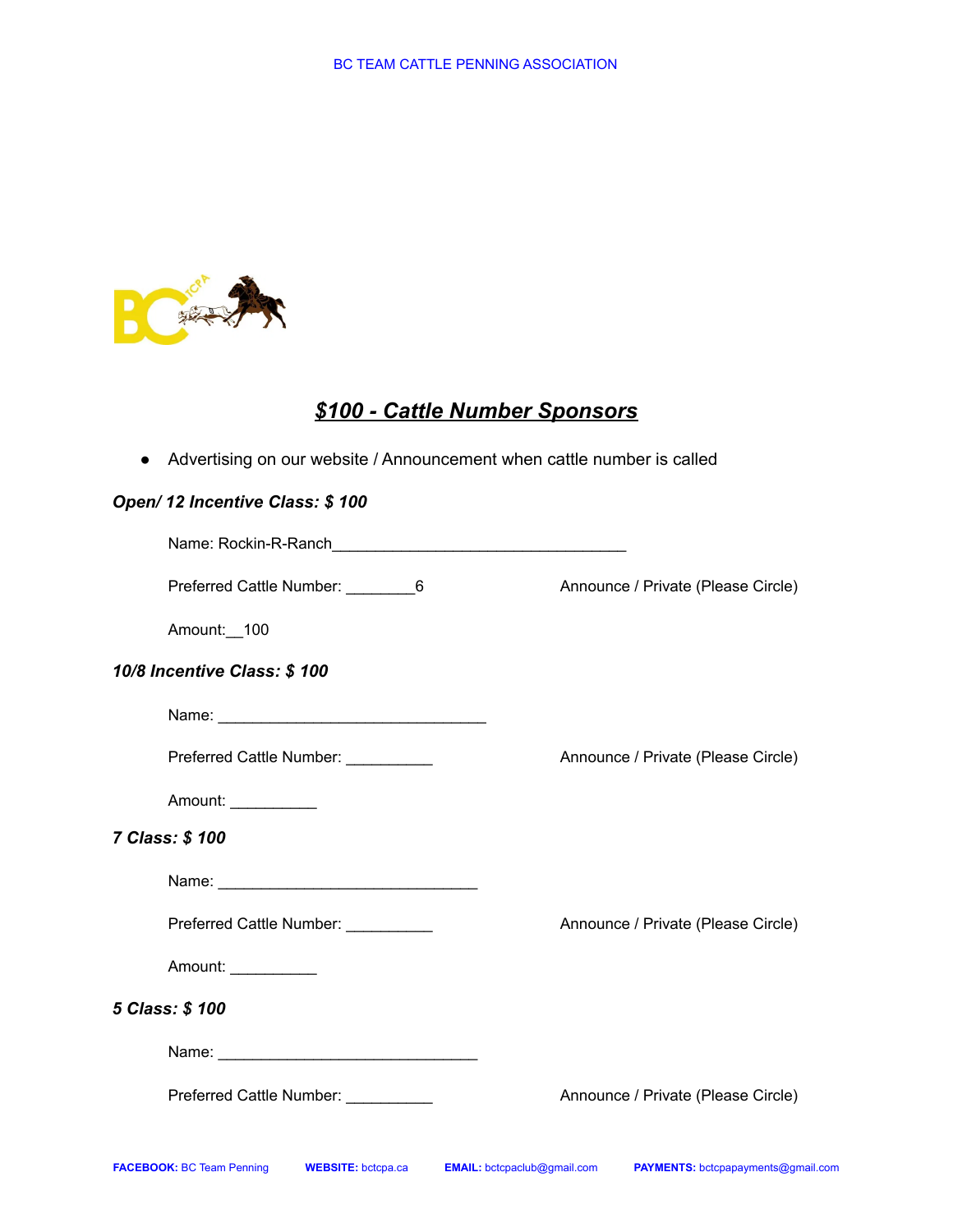BC TEAM CATTLE PENNING ASSOCIATION

## ***$100 - Cattle Number Sponsors***

- Advertising on our website / Announcement when cattle number is called

***Open/ 12 Incentive Class: $ 100***

Name: Rockin-R-Ranch__________________________________

Preferred Cattle Number: ________6 Announce / Private (Please Circle)

Amount:__100

***10/8 Incentive Class: $ 100***

Name: _______________________________

Preferred Cattle Number: __________ Announce / Private (Please Circle)

Amount: __________

***7 Class: $ 100***

Name: ______________________________

Preferred Cattle Number: __________ Announce / Private (Please Circle)

Amount: __________

***5 Class: $ 100***

Name: ______________________________

Preferred Cattle Number: __________ Announce / Private (Please Circle)

**FACEBOOK:** BC Team Penning **WEBSITE:** bctcpa.ca **EMAIL:** bctcpaclub@gmail.com **PAYMENTS:** bctcpapayments@gmail.com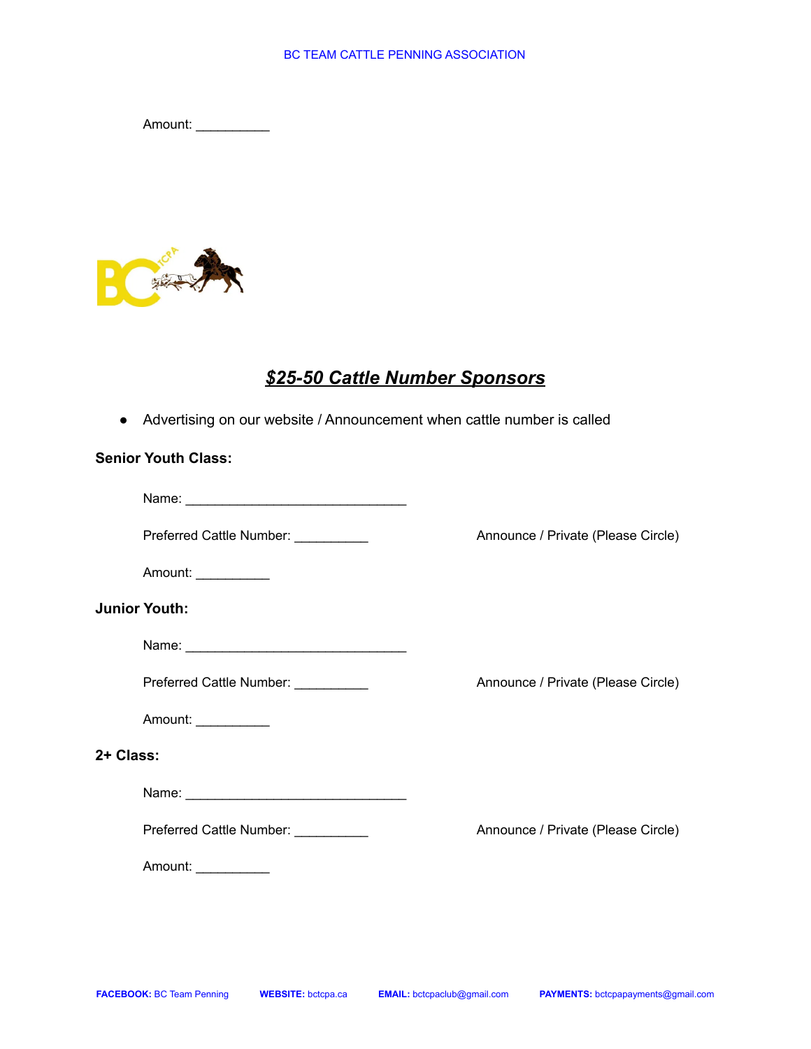Amount: __________

## ***$25-50 Cattle Number Sponsors***

- Advertising on our website / Announcement when cattle number is called

**Senior Youth Class:**

Name: ______________________________

Preferred Cattle Number: __________ Announce / Private (Please Circle)

Amount: __________

**Junior Youth:**

Name: ______________________________

Preferred Cattle Number: __________ Announce / Private (Please Circle)

Amount: __________

**2+ Class:**

Name: ______________________________

Preferred Cattle Number: __________ Announce / Private (Please Circle)

Amount: __________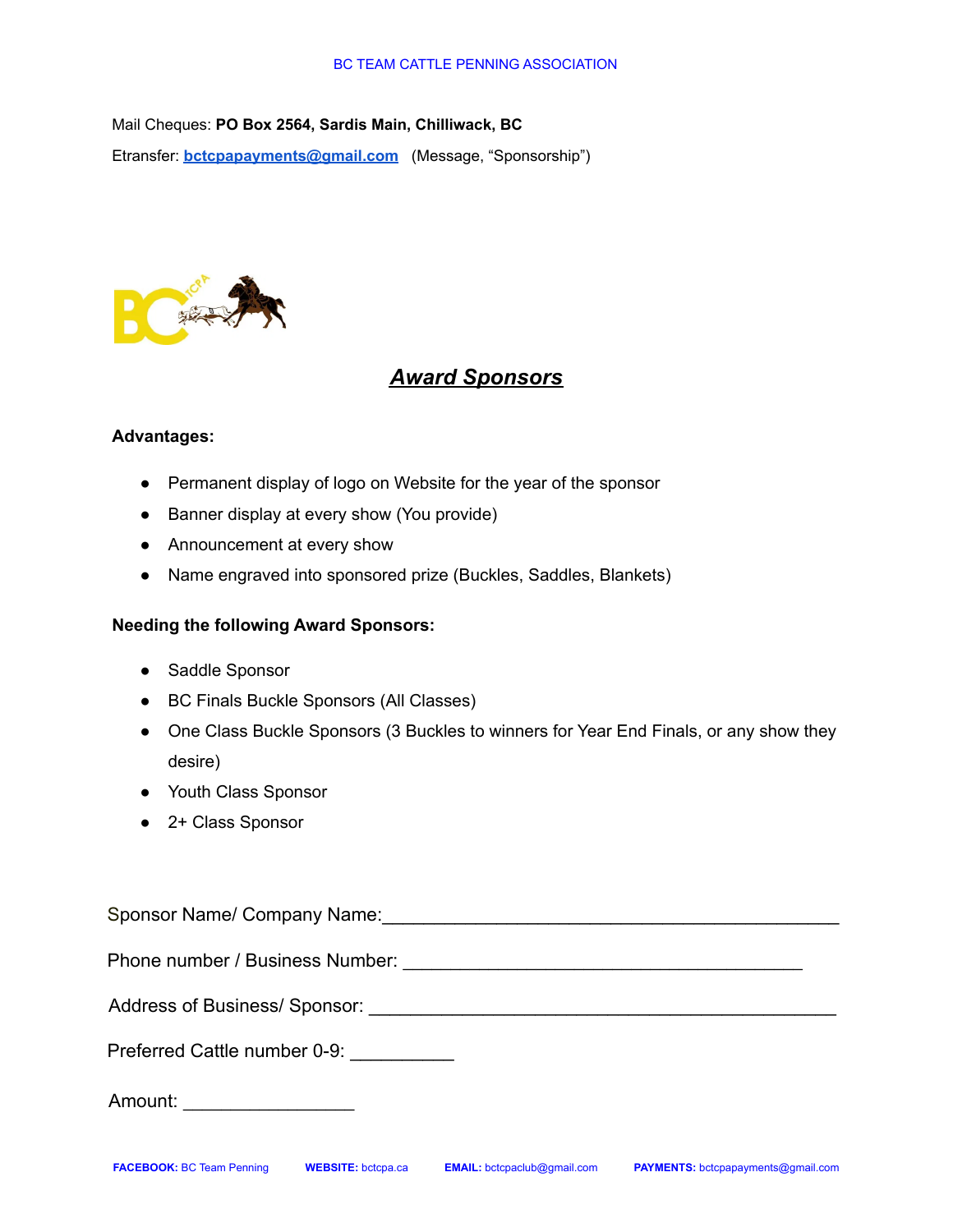BC TEAM CATTLE PENNING ASSOCIATION

Mail Cheques: **PO Box 2564, Sardis Main, Chilliwack, BC**

Etransfer: **bctcpapayments@gmail.com** (Message, "Sponsorship")

# ***Award Sponsors***

**Advantages:**

- Permanent display of logo on Website for the year of the sponsor
- Banner display at every show (You provide)
- Announcement at every show
- Name engraved into sponsored prize (Buckles, Saddles, Blankets)

**Needing the following Award Sponsors:**

- Saddle Sponsor
- BC Finals Buckle Sponsors (All Classes)
- One Class Buckle Sponsors (3 Buckles to winners for Year End Finals, or any show they desire)
- Youth Class Sponsor
- 2+ Class Sponsor

Sponsor Name/ Company Name:_______________________________________________

Phone number / Business Number: ________________________________________

Address of Business/ Sponsor: _____________________________________________

Preferred Cattle number 0-9: __________

Amount: ________________

**FACEBOOK:** BC Team Penning **WEBSITE:** bctcpa.ca **EMAIL:** bctcpaclub@gmail.com **PAYMENTS:** bctcpapayments@gmail.com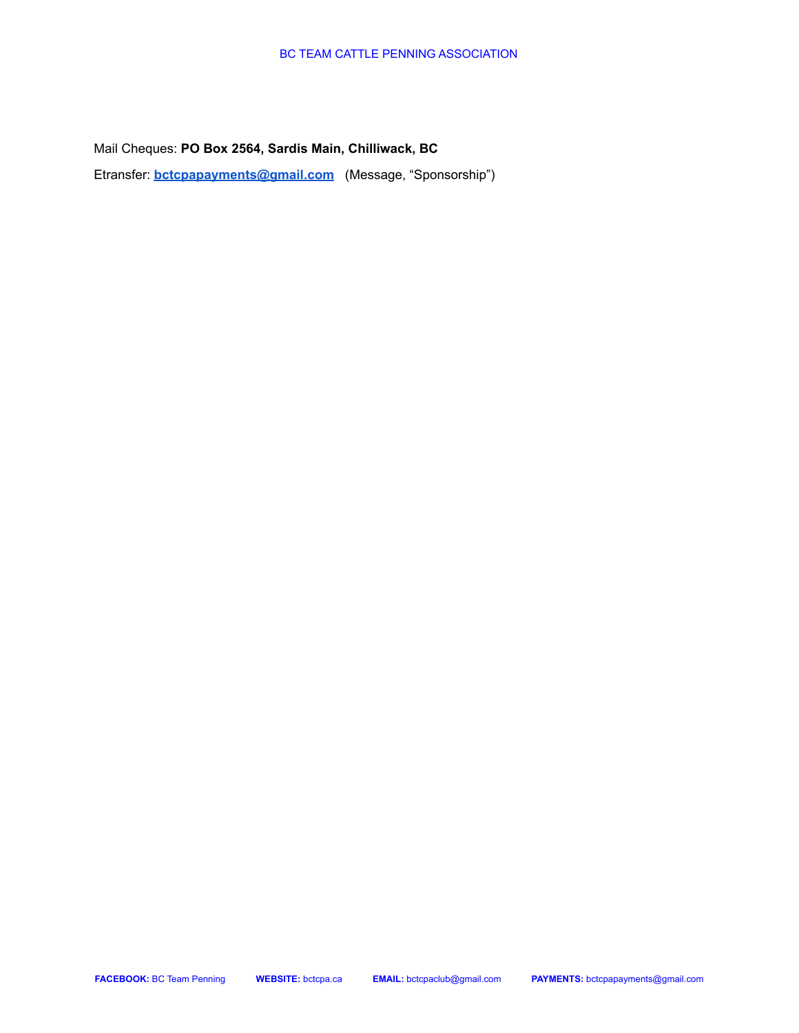Mail Cheques: **PO Box 2564, Sardis Main, Chilliwack, BC**

Etransfer: **bctcpapayments@gmail.com** (Message, “Sponsorship”)